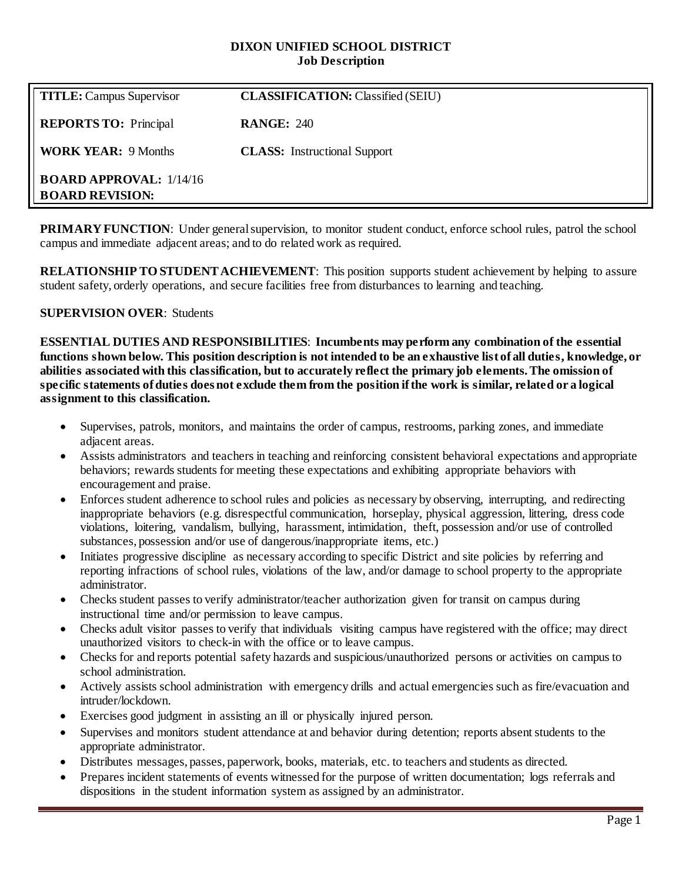# DIXON UNIFIED SCHOOL DISTRICT
## Job Description

| | |
|---|---|
| **TITLE:** Campus Supervisor | **CLASSIFICATION:** Classified (SEIU) |
| **REPORTS TO:** Principal | **RANGE:** 240 |
| **WORK YEAR:** 9 Months | **CLASS:** Instructional Support |
| **BOARD APPROVAL:** 1/14/16<br>**BOARD REVISION:** | |

**PRIMARY FUNCTION**: Under general supervision, to monitor student conduct, enforce school rules, patrol the school campus and immediate adjacent areas; and to do related work as required.

**RELATIONSHIP TO STUDENT ACHIEVEMENT**: This position supports student achievement by helping to assure student safety, orderly operations, and secure facilities free from disturbances to learning and teaching.

**SUPERVISION OVER**: Students

**ESSENTIAL DUTIES AND RESPONSIBILITIES**: **Incumbents may perform any combination of the essential functions shown below. This position description is not intended to be an exhaustive list of all duties, knowledge, or abilities associated with this classification, but to accurately reflect the primary job elements. The omission of specific statements of duties does not exclude them from the position if the work is similar, related or a logical assignment to this classification.**

- Supervises, patrols, monitors, and maintains the order of campus, restrooms, parking zones, and immediate adjacent areas.
- Assists administrators and teachers in teaching and reinforcing consistent behavioral expectations and appropriate behaviors; rewards students for meeting these expectations and exhibiting appropriate behaviors with encouragement and praise.
- Enforces student adherence to school rules and policies as necessary by observing, interrupting, and redirecting inappropriate behaviors (e.g. disrespectful communication, horseplay, physical aggression, littering, dress code violations, loitering, vandalism, bullying, harassment, intimidation, theft, possession and/or use of controlled substances, possession and/or use of dangerous/inappropriate items, etc.)
- Initiates progressive discipline as necessary according to specific District and site policies by referring and reporting infractions of school rules, violations of the law, and/or damage to school property to the appropriate administrator.
- Checks student passes to verify administrator/teacher authorization given for transit on campus during instructional time and/or permission to leave campus.
- Checks adult visitor passes to verify that individuals visiting campus have registered with the office; may direct unauthorized visitors to check-in with the office or to leave campus.
- Checks for and reports potential safety hazards and suspicious/unauthorized persons or activities on campus to school administration.
- Actively assists school administration with emergency drills and actual emergencies such as fire/evacuation and intruder/lockdown.
- Exercises good judgment in assisting an ill or physically injured person.
- Supervises and monitors student attendance at and behavior during detention; reports absent students to the appropriate administrator.
- Distributes messages, passes, paperwork, books, materials, etc. to teachers and students as directed.
- Prepares incident statements of events witnessed for the purpose of written documentation; logs referrals and dispositions in the student information system as assigned by an administrator.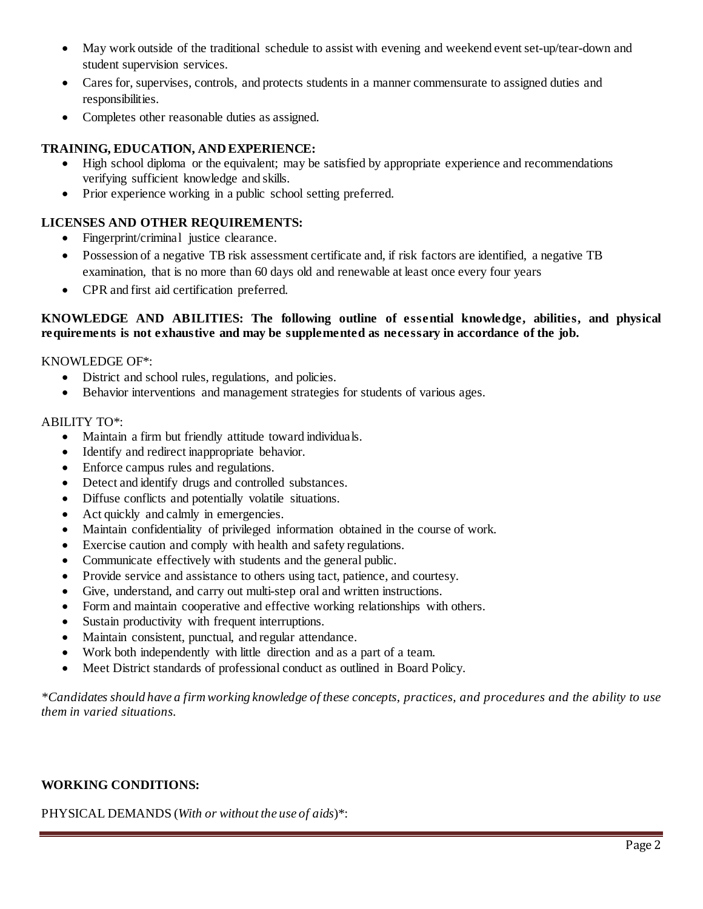- May work outside of the traditional schedule to assist with evening and weekend event set-up/tear-down and student supervision services.
- Cares for, supervises, controls, and protects students in a manner commensurate to assigned duties and responsibilities.
- Completes other reasonable duties as assigned.

**TRAINING, EDUCATION, AND EXPERIENCE:**

- High school diploma or the equivalent; may be satisfied by appropriate experience and recommendations verifying sufficient knowledge and skills.
- Prior experience working in a public school setting preferred.

**LICENSES AND OTHER REQUIREMENTS:**

- Fingerprint/criminal justice clearance.
- Possession of a negative TB risk assessment certificate and, if risk factors are identified, a negative TB examination, that is no more than 60 days old and renewable at least once every four years
- CPR and first aid certification preferred.

**KNOWLEDGE AND ABILITIES: The following outline of essential knowledge, abilities, and physical requirements is not exhaustive and may be supplemented as necessary in accordance of the job.**

KNOWLEDGE OF*:

- District and school rules, regulations, and policies.
- Behavior interventions and management strategies for students of various ages.

ABILITY TO*:

- Maintain a firm but friendly attitude toward individuals.
- Identify and redirect inappropriate behavior.
- Enforce campus rules and regulations.
- Detect and identify drugs and controlled substances.
- Diffuse conflicts and potentially volatile situations.
- Act quickly and calmly in emergencies.
- Maintain confidentiality of privileged information obtained in the course of work.
- Exercise caution and comply with health and safety regulations.
- Communicate effectively with students and the general public.
- Provide service and assistance to others using tact, patience, and courtesy.
- Give, understand, and carry out multi-step oral and written instructions.
- Form and maintain cooperative and effective working relationships with others.
- Sustain productivity with frequent interruptions.
- Maintain consistent, punctual, and regular attendance.
- Work both independently with little direction and as a part of a team.
- Meet District standards of professional conduct as outlined in Board Policy.

*\*Candidates should have a firm working knowledge of these concepts, practices, and procedures and the ability to use them in varied situations.*

**WORKING CONDITIONS:**

PHYSICAL DEMANDS (*With or without the use of aids*)*: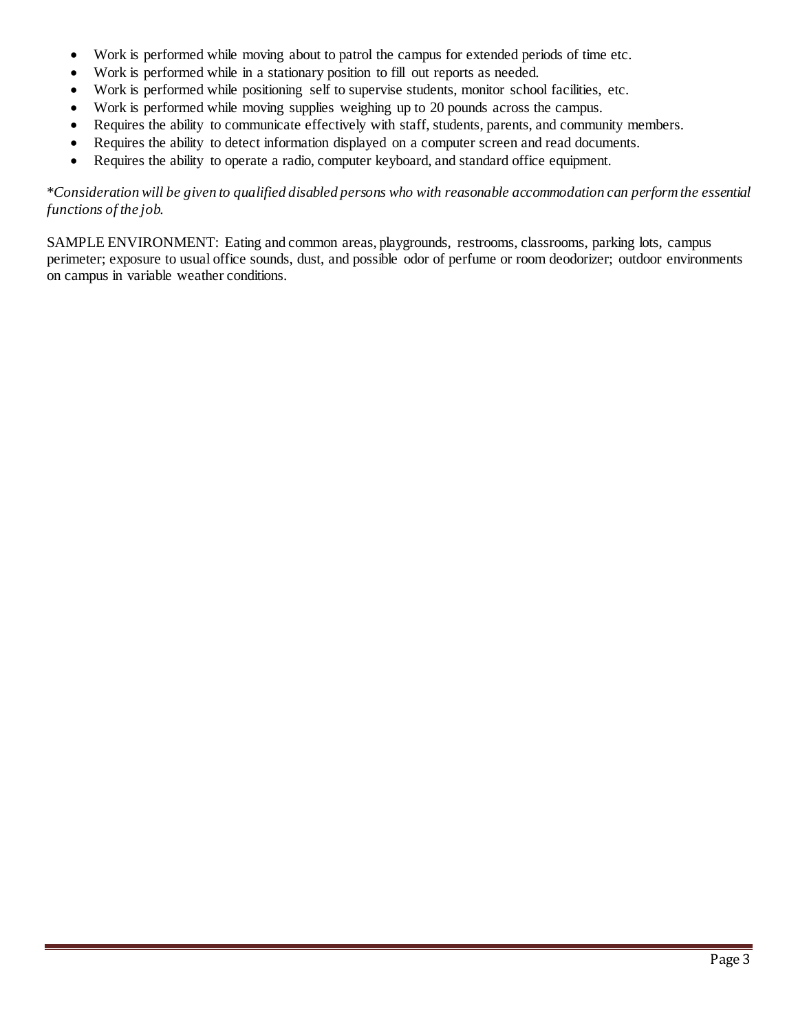- Work is performed while moving about to patrol the campus for extended periods of time etc.
- Work is performed while in a stationary position to fill out reports as needed.
- Work is performed while positioning self to supervise students, monitor school facilities, etc.
- Work is performed while moving supplies weighing up to 20 pounds across the campus.
- Requires the ability to communicate effectively with staff, students, parents, and community members.
- Requires the ability to detect information displayed on a computer screen and read documents.
- Requires the ability to operate a radio, computer keyboard, and standard office equipment.

**Consideration will be given to qualified disabled persons who with reasonable accommodation can perform the essential functions of the job.*

SAMPLE ENVIRONMENT: Eating and common areas, playgrounds, restrooms, classrooms, parking lots, campus perimeter; exposure to usual office sounds, dust, and possible odor of perfume or room deodorizer; outdoor environments on campus in variable weather conditions.